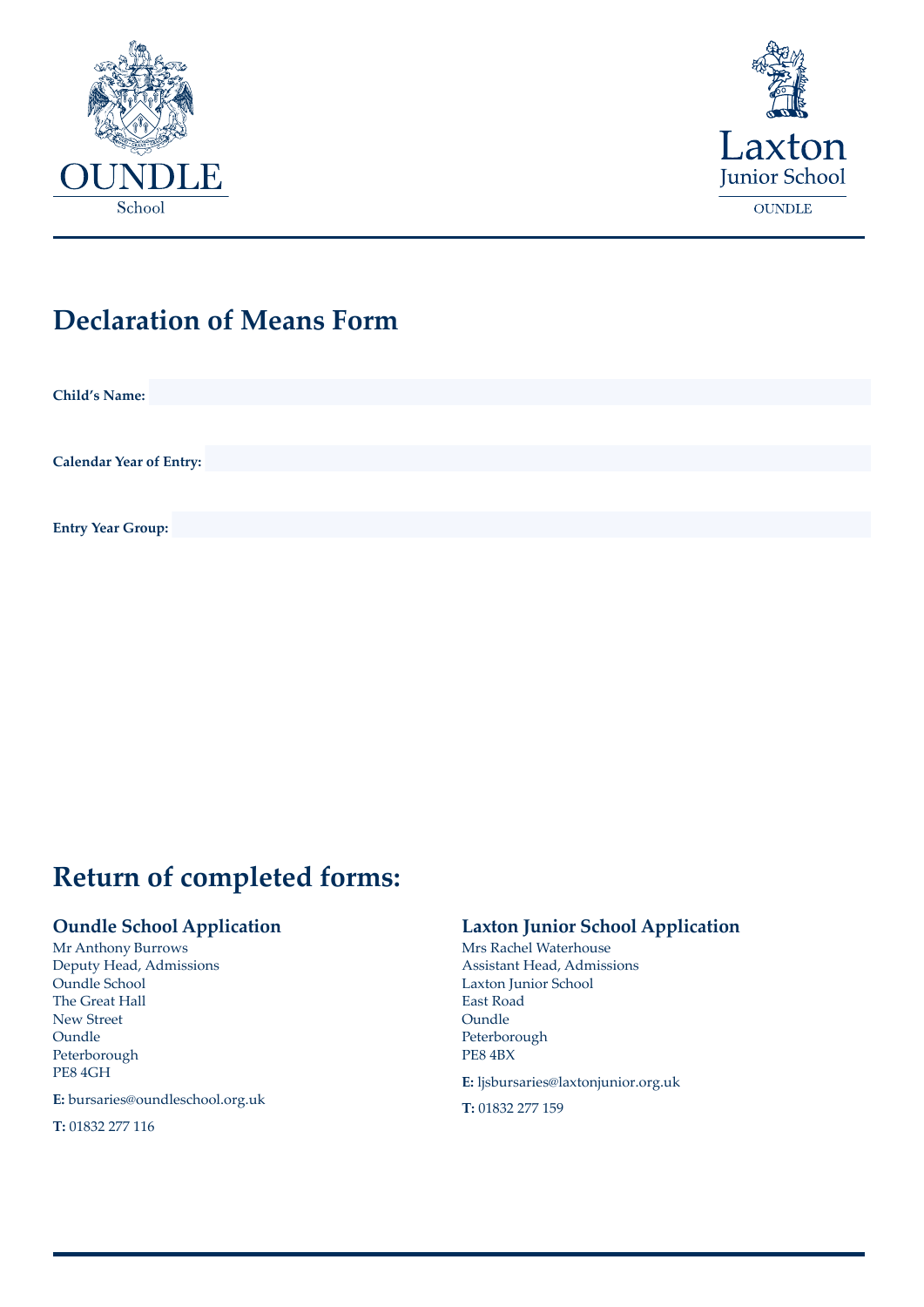OUNDLE
School

Laxton
Junior School
OUNDLE

# Declaration of Means Form

**Child's Name:**

**Calendar Year of Entry:**

**Entry Year Group:**

# Return of completed forms:

### Oundle School Application

Mr Anthony Burrows
Deputy Head, Admissions
Oundle School
The Great Hall
New Street
Oundle
Peterborough
PE8 4GH

**E:** bursaries@oundleschool.org.uk

**T:** 01832 277 116

### Laxton Junior School Application

Mrs Rachel Waterhouse
Assistant Head, Admissions
Laxton Junior School
East Road
Oundle
Peterborough
PE8 4BX

**E:** ljsbursaries@laxtonjunior.org.uk

**T:** 01832 277 159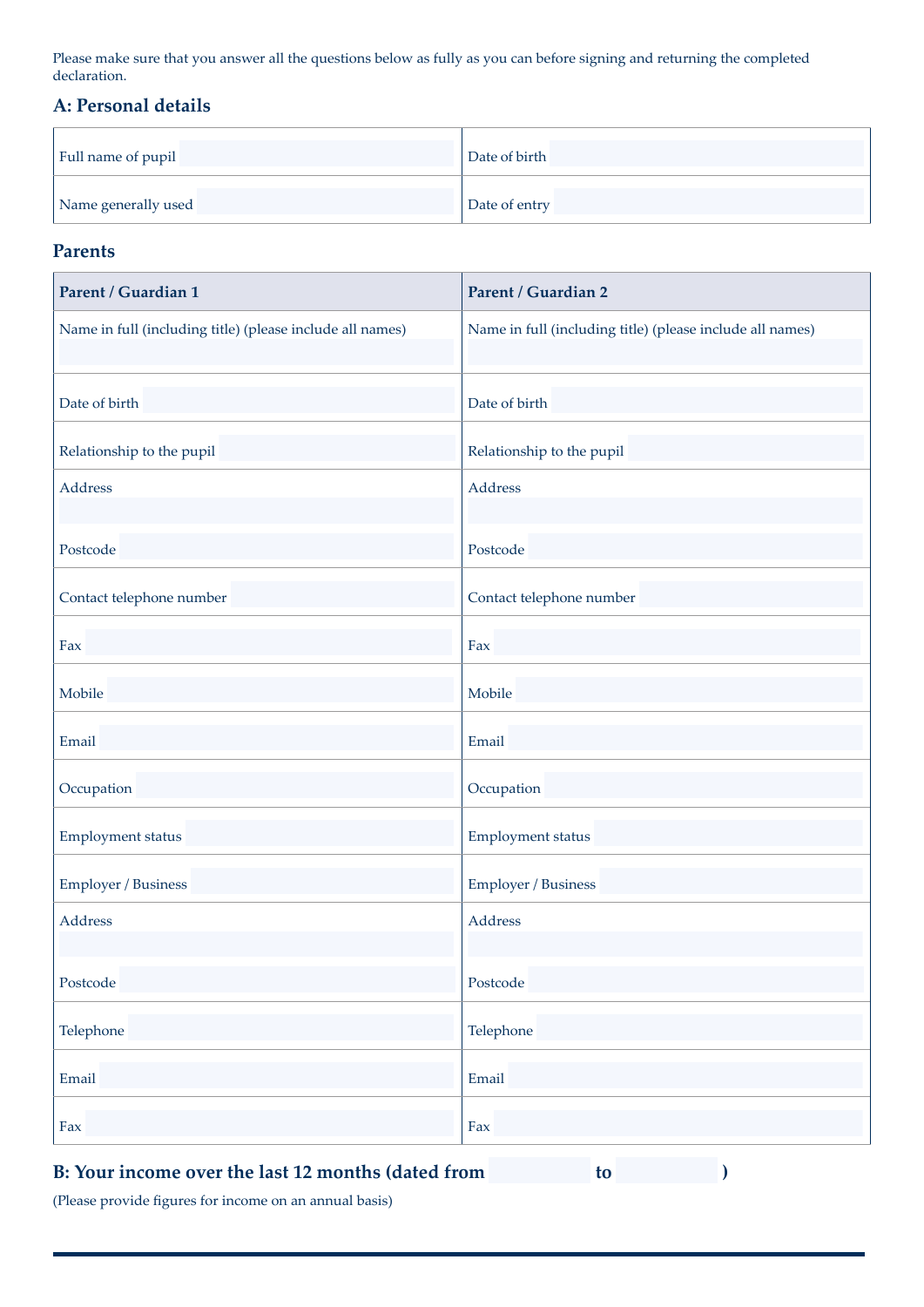Please make sure that you answer all the questions below as fully as you can before signing and returning the completed declaration.

## A: Personal details

| | |
|---|---|
| Full name of pupil | Date of birth |
| Name generally used | Date of entry |

## Parents

| Parent / Guardian 1 | Parent / Guardian 2 |
|---|---|
| Name in full (including title) (please include all names) | Name in full (including title) (please include all names) |
| Date of birth | Date of birth |
| Relationship to the pupil | Relationship to the pupil |
| Address<br><br>Postcode | Address<br><br>Postcode |
| Contact telephone number | Contact telephone number |
| Fax | Fax |
| Mobile | Mobile |
| Email | Email |
| Occupation | Occupation |
| Employment status | Employment status |
| Employer / Business | Employer / Business |
| Address<br><br>Postcode | Address<br><br>Postcode |
| Telephone | Telephone |
| Email | Email |
| Fax | Fax |

## B: Your income over the last 12 months (dated from ______ to ______ )

(Please provide figures for income on an annual basis)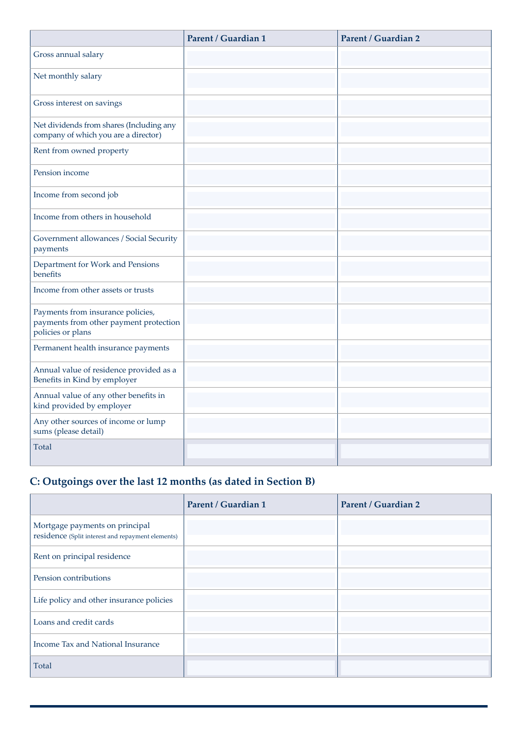| | Parent / Guardian 1 | Parent / Guardian 2 |
|---|---|---|
| Gross annual salary | | |
| Net monthly salary | | |
| Gross interest on savings | | |
| Net dividends from shares (Including any company of which you are a director) | | |
| Rent from owned property | | |
| Pension income | | |
| Income from second job | | |
| Income from others in household | | |
| Government allowances / Social Security payments | | |
| Department for Work and Pensions benefits | | |
| Income from other assets or trusts | | |
| Payments from insurance policies, payments from other payment protection policies or plans | | |
| Permanent health insurance payments | | |
| Annual value of residence provided as a Benefits in Kind by employer | | |
| Annual value of any other benefits in kind provided by employer | | |
| Any other sources of income or lump sums (please detail) | | |
| Total | | |

## C: Outgoings over the last 12 months (as dated in Section B)

| | Parent / Guardian 1 | Parent / Guardian 2 |
|---|---|---|
| Mortgage payments on principal residence (Split interest and repayment elements) | | |
| Rent on principal residence | | |
| Pension contributions | | |
| Life policy and other insurance policies | | |
| Loans and credit cards | | |
| Income Tax and National Insurance | | |
| Total | | |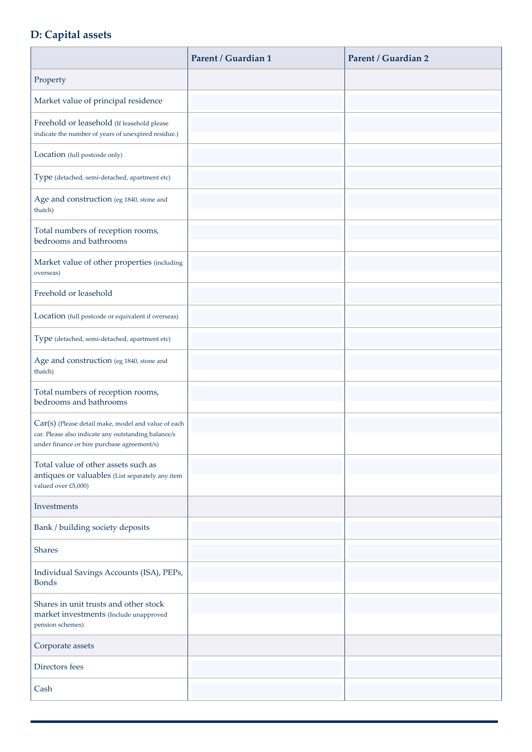## D: Capital assets

| | Parent / Guardian 1 | Parent / Guardian 2 |
|---|---|---|
| Property | | |
| Market value of principal residence | | |
| Freehold or leasehold (If leasehold please indicate the number of years of unexpired residue.) | | |
| Location (full postcode only) | | |
| Type (detached, semi-detached, apartment etc) | | |
| Age and construction (eg 1840, stone and thatch) | | |
| Total numbers of reception rooms, bedrooms and bathrooms | | |
| Market value of other properties (including overseas) | | |
| Freehold or leasehold | | |
| Location (full postcode or equivalent if overseas) | | |
| Type (detached, semi-detached, apartment etc) | | |
| Age and construction (eg 1840, stone and thatch) | | |
| Total numbers of reception rooms, bedrooms and bathrooms | | |
| Car(s) (Please detail make, model and value of each car. Please also indicate any outstanding balance/s under finance or hire purchase agreement/s) | | |
| Total value of other assets such as antiques or valuables (List separately any item valued over £5,000) | | |
| Investments | | |
| Bank / building society deposits | | |
| Shares | | |
| Individual Savings Accounts (ISA), PEPs, Bonds | | |
| Shares in unit trusts and other stock market investments (Include unapproved pension schemes) | | |
| Corporate assets | | |
| Directors fees | | |
| Cash | | |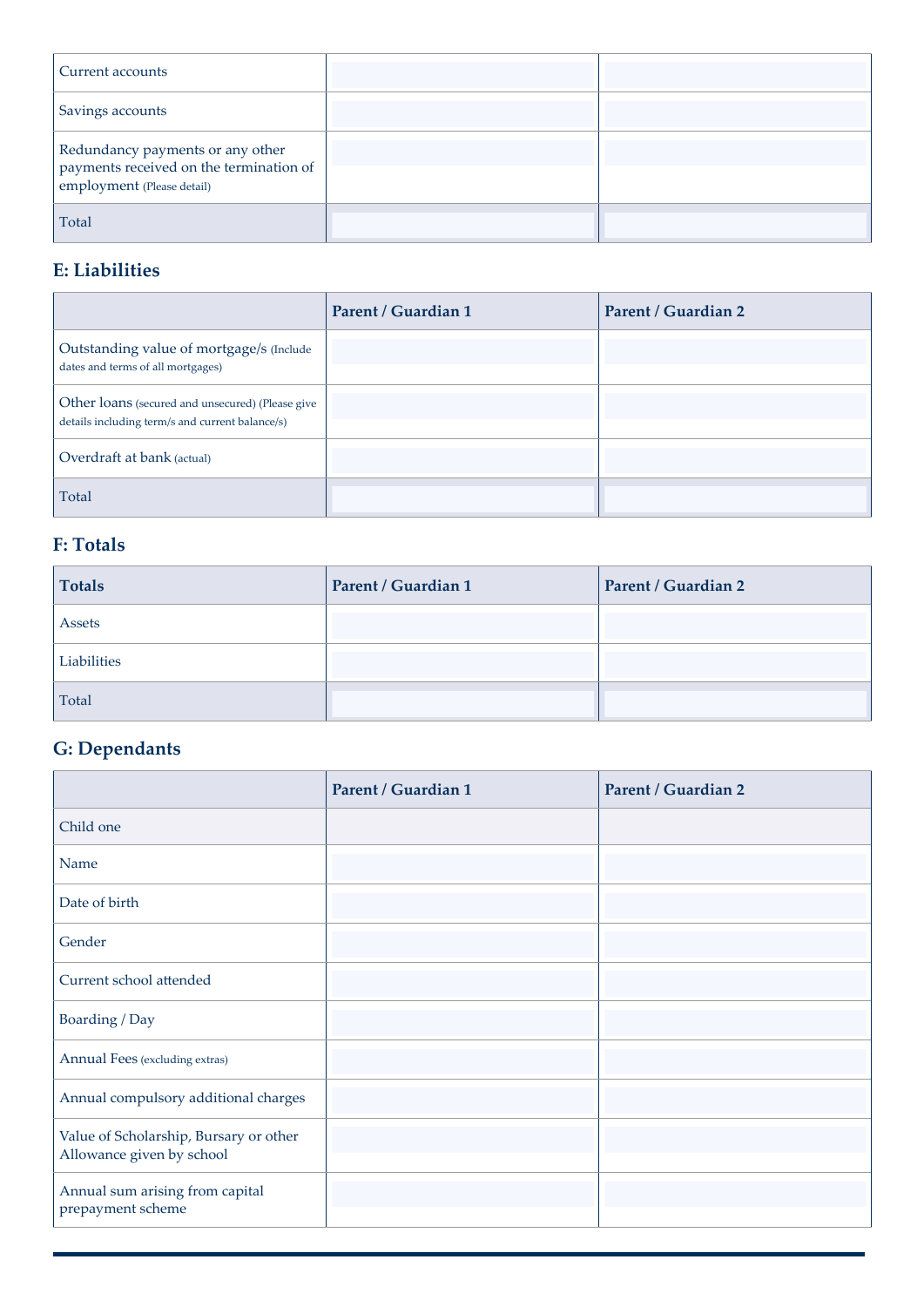| | | |
|---|---|---|
| Current accounts | | |
| Savings accounts | | |
| Redundancy payments or any other payments received on the termination of employment (Please detail) | | |
| Total | | |

## E: Liabilities

| | Parent / Guardian 1 | Parent / Guardian 2 |
|---|---|---|
| Outstanding value of mortgage/s (Include dates and terms of all mortgages) | | |
| Other loans (secured and unsecured) (Please give details including term/s and current balance/s) | | |
| Overdraft at bank (actual) | | |
| Total | | |

## F: Totals

| Totals | Parent / Guardian 1 | Parent / Guardian 2 |
|---|---|---|
| Assets | | |
| Liabilities | | |
| Total | | |

## G: Dependants

| | Parent / Guardian 1 | Parent / Guardian 2 |
|---|---|---|
| Child one | | |
| Name | | |
| Date of birth | | |
| Gender | | |
| Current school attended | | |
| Boarding / Day | | |
| Annual Fees (excluding extras) | | |
| Annual compulsory additional charges | | |
| Value of Scholarship, Bursary or other Allowance given by school | | |
| Annual sum arising from capital prepayment scheme | | |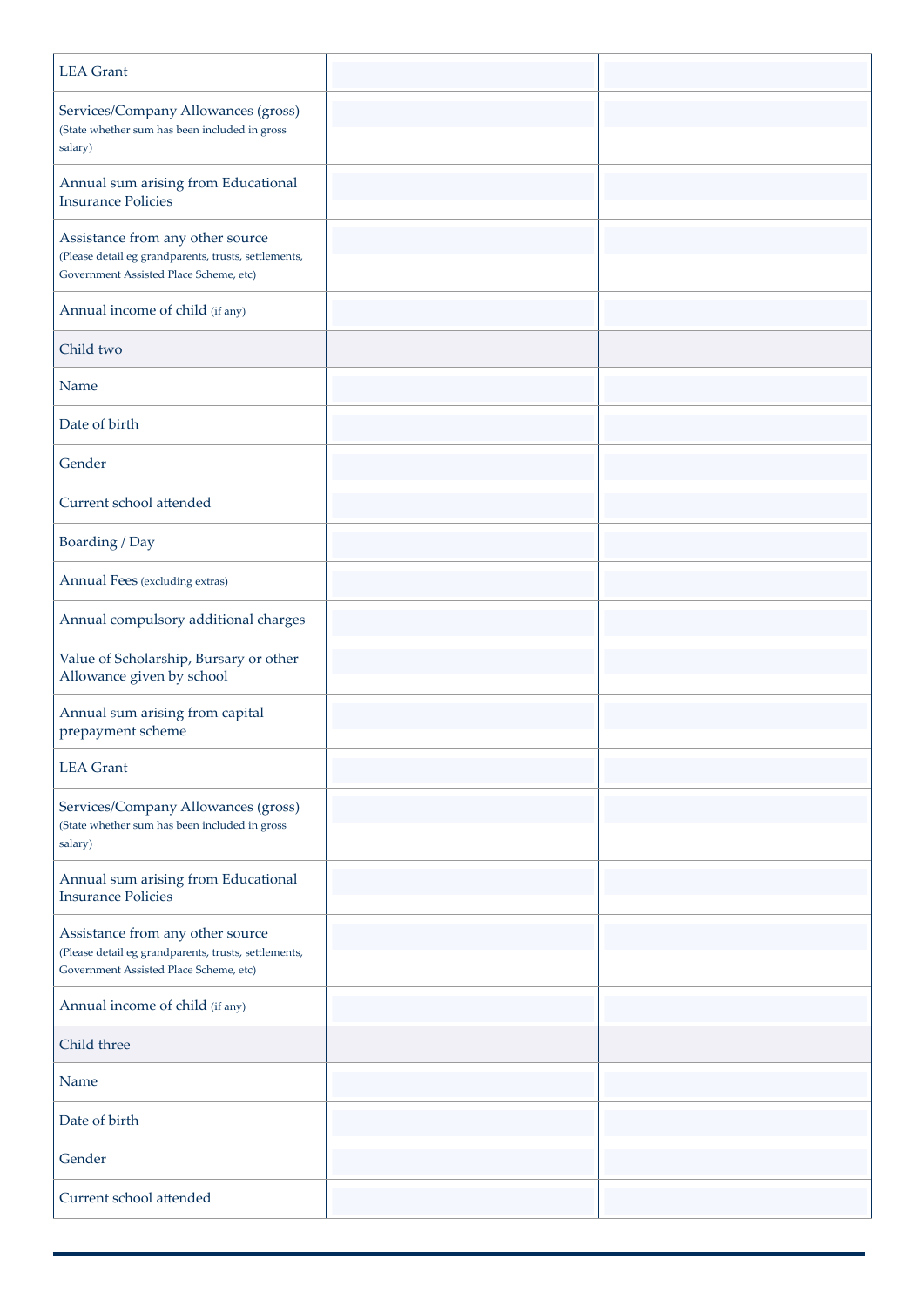| | | |
|---|---|---|
| LEA Grant | | |
| Services/Company Allowances (gross) (State whether sum has been included in gross salary) | | |
| Annual sum arising from Educational Insurance Policies | | |
| Assistance from any other source (Please detail eg grandparents, trusts, settlements, Government Assisted Place Scheme, etc) | | |
| Annual income of child (if any) | | |
| Child two | | |
| Name | | |
| Date of birth | | |
| Gender | | |
| Current school attended | | |
| Boarding / Day | | |
| Annual Fees (excluding extras) | | |
| Annual compulsory additional charges | | |
| Value of Scholarship, Bursary or other Allowance given by school | | |
| Annual sum arising from capital prepayment scheme | | |
| LEA Grant | | |
| Services/Company Allowances (gross) (State whether sum has been included in gross salary) | | |
| Annual sum arising from Educational Insurance Policies | | |
| Assistance from any other source (Please detail eg grandparents, trusts, settlements, Government Assisted Place Scheme, etc) | | |
| Annual income of child (if any) | | |
| Child three | | |
| Name | | |
| Date of birth | | |
| Gender | | |
| Current school attended | | |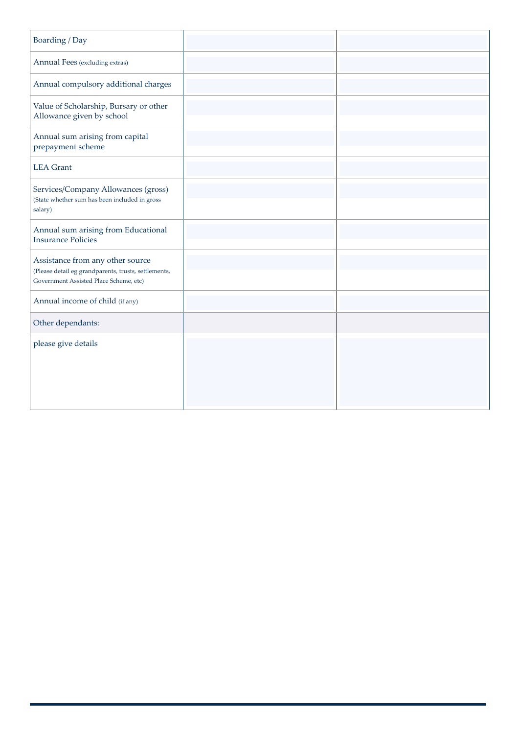| | | |
|---|---|---|
| Boarding / Day | | |
| Annual Fees (excluding extras) | | |
| Annual compulsory additional charges | | |
| Value of Scholarship, Bursary or other Allowance given by school | | |
| Annual sum arising from capital prepayment scheme | | |
| LEA Grant | | |
| Services/Company Allowances (gross) (State whether sum has been included in gross salary) | | |
| Annual sum arising from Educational Insurance Policies | | |
| Assistance from any other source (Please detail eg grandparents, trusts, settlements, Government Assisted Place Scheme, etc) | | |
| Annual income of child (if any) | | |
| Other dependants: | | |
| please give details | | |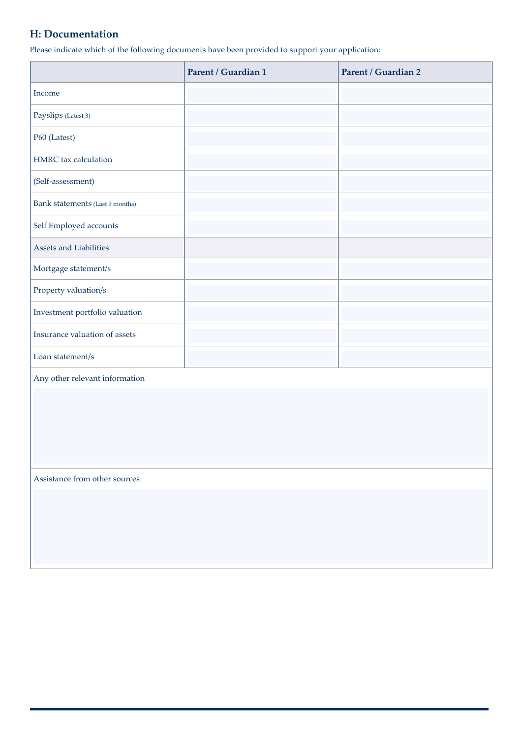## H: Documentation

Please indicate which of the following documents have been provided to support your application:

| | Parent / Guardian 1 | Parent / Guardian 2 |
|---|---|---|
| Income | | |
| Payslips (Latest 3) | | |
| P60 (Latest) | | |
| HMRC tax calculation | | |
| (Self-assessment) | | |
| Bank statements (Last 9 months) | | |
| Self Employed accounts | | |
| Assets and Liabilities | | |
| Mortgage statement/s | | |
| Property valuation/s | | |
| Investment portfolio valuation | | |
| Insurance valuation of assets | | |
| Loan statement/s | | |

Any other relevant information

Assistance from other sources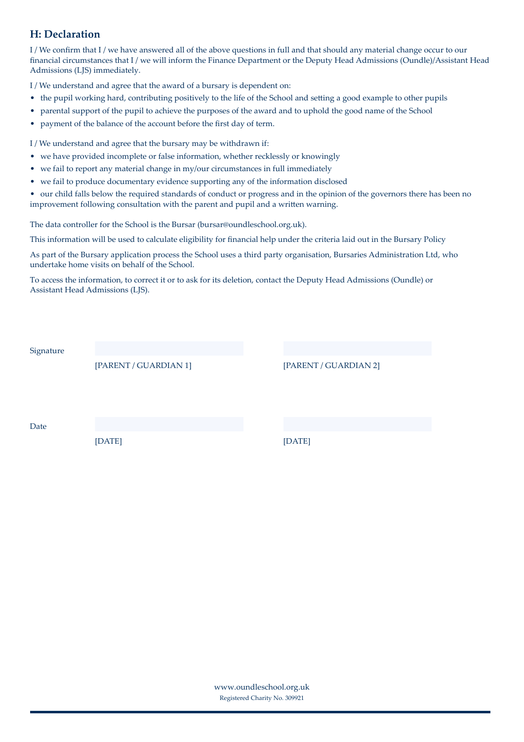## H: Declaration

I / We confirm that I / we have answered all of the above questions in full and that should any material change occur to our financial circumstances that I / we will inform the Finance Department or the Deputy Head Admissions (Oundle)/Assistant Head Admissions (LJS) immediately.

I / We understand and agree that the award of a bursary is dependent on:

- the pupil working hard, contributing positively to the life of the School and setting a good example to other pupils
- parental support of the pupil to achieve the purposes of the award and to uphold the good name of the School
- payment of the balance of the account before the first day of term.

I / We understand and agree that the bursary may be withdrawn if:

- we have provided incomplete or false information, whether recklessly or knowingly
- we fail to report any material change in my/our circumstances in full immediately
- we fail to produce documentary evidence supporting any of the information disclosed
- our child falls below the required standards of conduct or progress and in the opinion of the governors there has been no improvement following consultation with the parent and pupil and a written warning.

The data controller for the School is the Bursar (bursar@oundleschool.org.uk).

This information will be used to calculate eligibility for financial help under the criteria laid out in the Bursary Policy

As part of the Bursary application process the School uses a third party organisation, Bursaries Administration Ltd, who undertake home visits on behalf of the School.

To access the information, to correct it or to ask for its deletion, contact the Deputy Head Admissions (Oundle) or Assistant Head Admissions (LJS).

| | | |
|---|---|---|
| Signature | [PARENT / GUARDIAN 1] | [PARENT / GUARDIAN 2] |
| Date | [DATE] | [DATE] |

www.oundleschool.org.uk

Registered Charity No. 309921